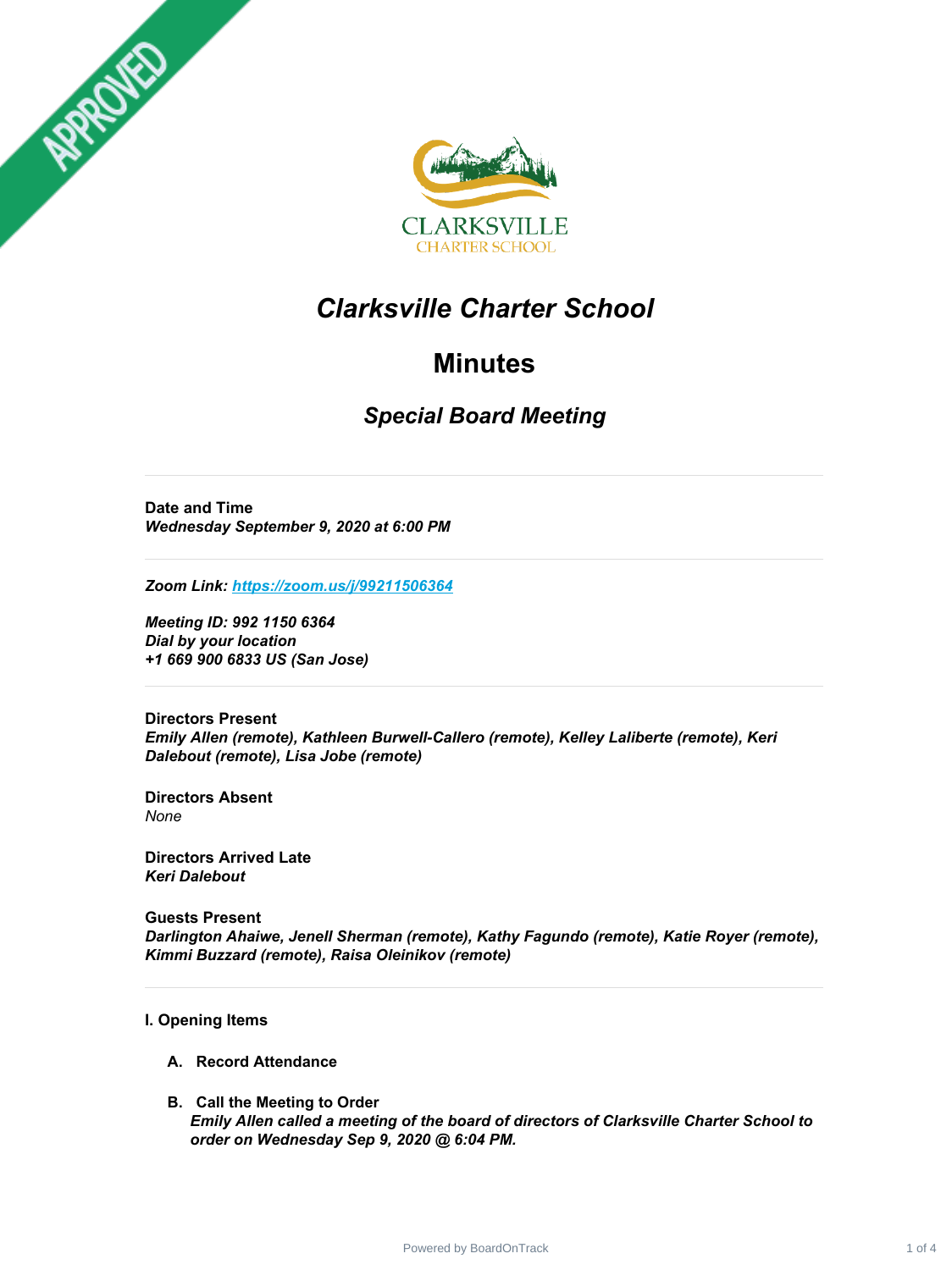APPROVED

CLARKSVILLE
CHARTER SCHOOL

# *Clarksville Charter School*

# Minutes

## *Special Board Meeting*

---

**Date and Time**
***Wednesday September 9, 2020 at 6:00 PM***

---

***Zoom Link: https://zoom.us/j/99211506364***

***Meeting ID: 992 1150 6364***
***Dial by your location***
***+1 669 900 6833 US (San Jose)***

---

**Directors Present**
***Emily Allen (remote), Kathleen Burwell-Callero (remote), Kelley Laliberte (remote), Keri Dalebout (remote), Lisa Jobe (remote)***

**Directors Absent**
*None*

**Directors Arrived Late**
***Keri Dalebout***

**Guests Present**
***Darlington Ahaiwe, Jenell Sherman (remote), Kathy Fagundo (remote), Katie Royer (remote), Kimmi Buzzard (remote), Raisa Oleinikov (remote)***

---

**I. Opening Items**

**A. Record Attendance**

**B. Call the Meeting to Order**
***Emily Allen called a meeting of the board of directors of Clarksville Charter School to order on Wednesday Sep 9, 2020 @ 6:04 PM.***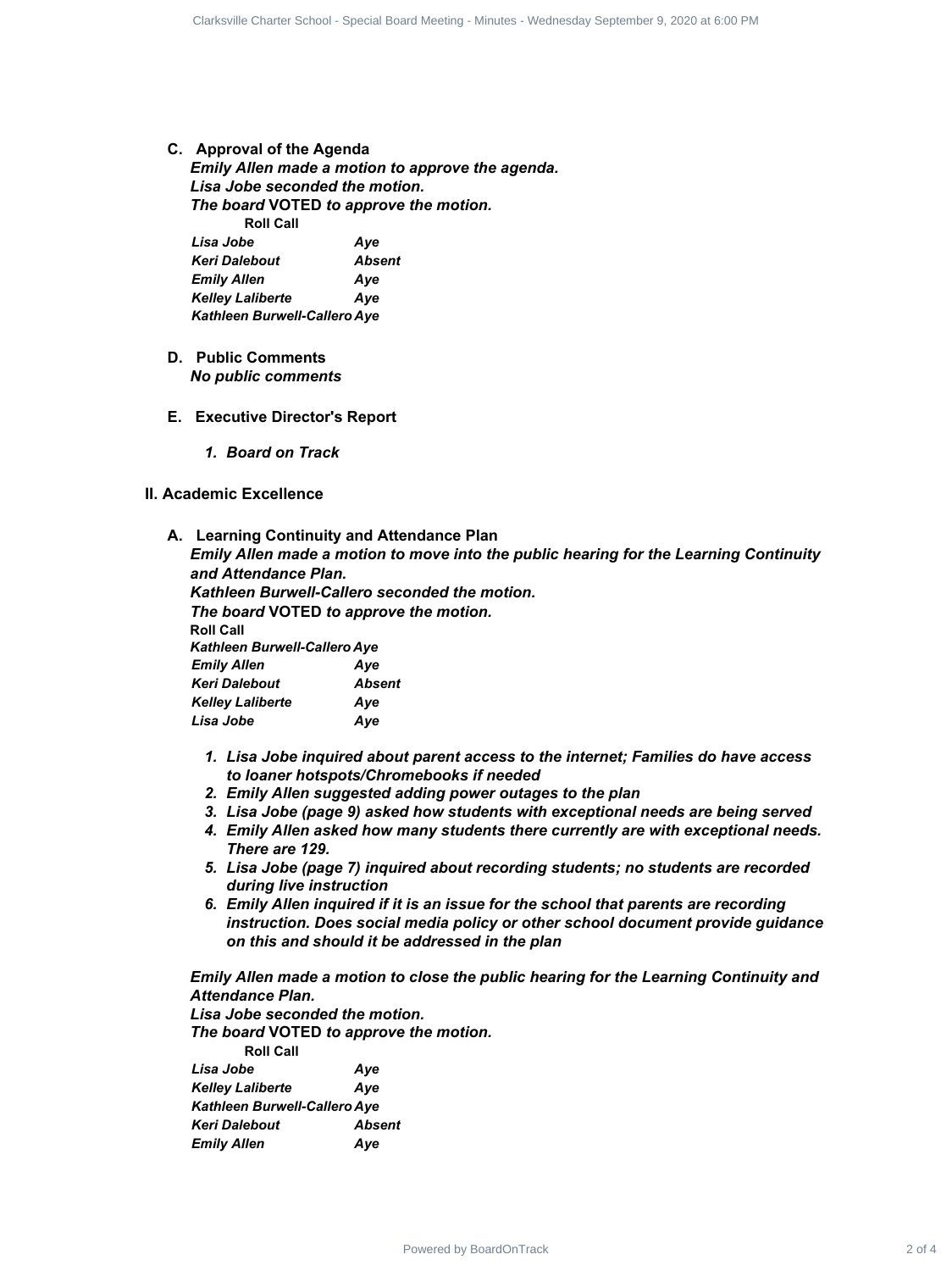### C. Approval of the Agenda

***Emily Allen made a motion to approve the agenda.***
***Lisa Jobe seconded the motion.***
***The board* VOTED *to approve the motion.***

**Roll Call**

| | |
|---|---|
| ***Lisa Jobe*** | ***Aye*** |
| ***Keri Dalebout*** | ***Absent*** |
| ***Emily Allen*** | ***Aye*** |
| ***Kelley Laliberte*** | ***Aye*** |
| ***Kathleen Burwell-Callero*** | ***Aye*** |

### D. Public Comments

***No public comments***

### E. Executive Director's Report

1. ***Board on Track***

## II. Academic Excellence

### A. Learning Continuity and Attendance Plan

***Emily Allen made a motion to move into the public hearing for the Learning Continuity and Attendance Plan.***
***Kathleen Burwell-Callero seconded the motion.***
***The board* VOTED *to approve the motion.***

**Roll Call**

| | |
|---|---|
| ***Kathleen Burwell-Callero*** | ***Aye*** |
| ***Emily Allen*** | ***Aye*** |
| ***Keri Dalebout*** | ***Absent*** |
| ***Kelley Laliberte*** | ***Aye*** |
| ***Lisa Jobe*** | ***Aye*** |

1. ***Lisa Jobe inquired about parent access to the internet; Families do have access to loaner hotspots/Chromebooks if needed***
2. ***Emily Allen suggested adding power outages to the plan***
3. ***Lisa Jobe (page 9) asked how students with exceptional needs are being served***
4. ***Emily Allen asked how many students there currently are with exceptional needs. There are 129.***
5. ***Lisa Jobe (page 7) inquired about recording students; no students are recorded during live instruction***
6. ***Emily Allen inquired if it is an issue for the school that parents are recording instruction. Does social media policy or other school document provide guidance on this and should it be addressed in the plan***

***Emily Allen made a motion to close the public hearing for the Learning Continuity and Attendance Plan.***
***Lisa Jobe seconded the motion.***
***The board* VOTED *to approve the motion.***

**Roll Call**

| | |
|---|---|
| ***Lisa Jobe*** | ***Aye*** |
| ***Kelley Laliberte*** | ***Aye*** |
| ***Kathleen Burwell-Callero*** | ***Aye*** |
| ***Keri Dalebout*** | ***Absent*** |
| ***Emily Allen*** | ***Aye*** |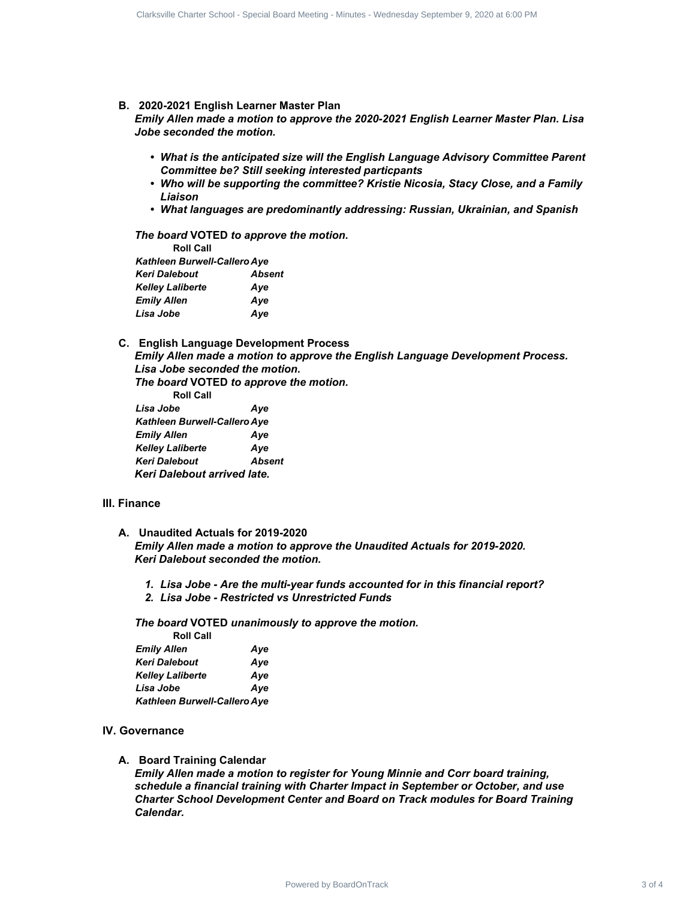### B. 2020-2021 English Learner Master Plan

***Emily Allen made a motion to approve the 2020-2021 English Learner Master Plan. Lisa Jobe seconded the motion.***

- ***What is the anticipated size will the English Language Advisory Committee Parent Committee be? Still seeking interested particpants***
- ***Who will be supporting the committee? Kristie Nicosia, Stacy Close, and a Family Liaison***
- ***What languages are predominantly addressing: Russian, Ukrainian, and Spanish***

***The board* VOTED *to approve the motion.***

**Roll Call**

| | |
|---|---|
| *Kathleen Burwell-Callero* | *Aye* |
| *Keri Dalebout* | *Absent* |
| *Kelley Laliberte* | *Aye* |
| *Emily Allen* | *Aye* |
| *Lisa Jobe* | *Aye* |

### C. English Language Development Process

***Emily Allen made a motion to approve the English Language Development Process. Lisa Jobe seconded the motion.***

***The board* VOTED *to approve the motion.***

**Roll Call**

| | |
|---|---|
| *Lisa Jobe* | *Aye* |
| *Kathleen Burwell-Callero* | *Aye* |
| *Emily Allen* | *Aye* |
| *Kelley Laliberte* | *Aye* |
| *Keri Dalebout* | *Absent* |

***Keri Dalebout arrived late.***

## III. Finance

### A. Unaudited Actuals for 2019-2020

***Emily Allen made a motion to approve the Unaudited Actuals for 2019-2020. Keri Dalebout seconded the motion.***

1. ***Lisa Jobe - Are the multi-year funds accounted for in this financial report?***
2. ***Lisa Jobe - Restricted vs Unrestricted Funds***

***The board* VOTED *unanimously to approve the motion.***

**Roll Call**

| | |
|---|---|
| *Emily Allen* | *Aye* |
| *Keri Dalebout* | *Aye* |
| *Kelley Laliberte* | *Aye* |
| *Lisa Jobe* | *Aye* |
| *Kathleen Burwell-Callero* | *Aye* |

## IV. Governance

### A. Board Training Calendar

***Emily Allen made a motion to register for Young Minnie and Corr board training, schedule a financial training with Charter Impact in September or October, and use Charter School Development Center and Board on Track modules for Board Training Calendar.***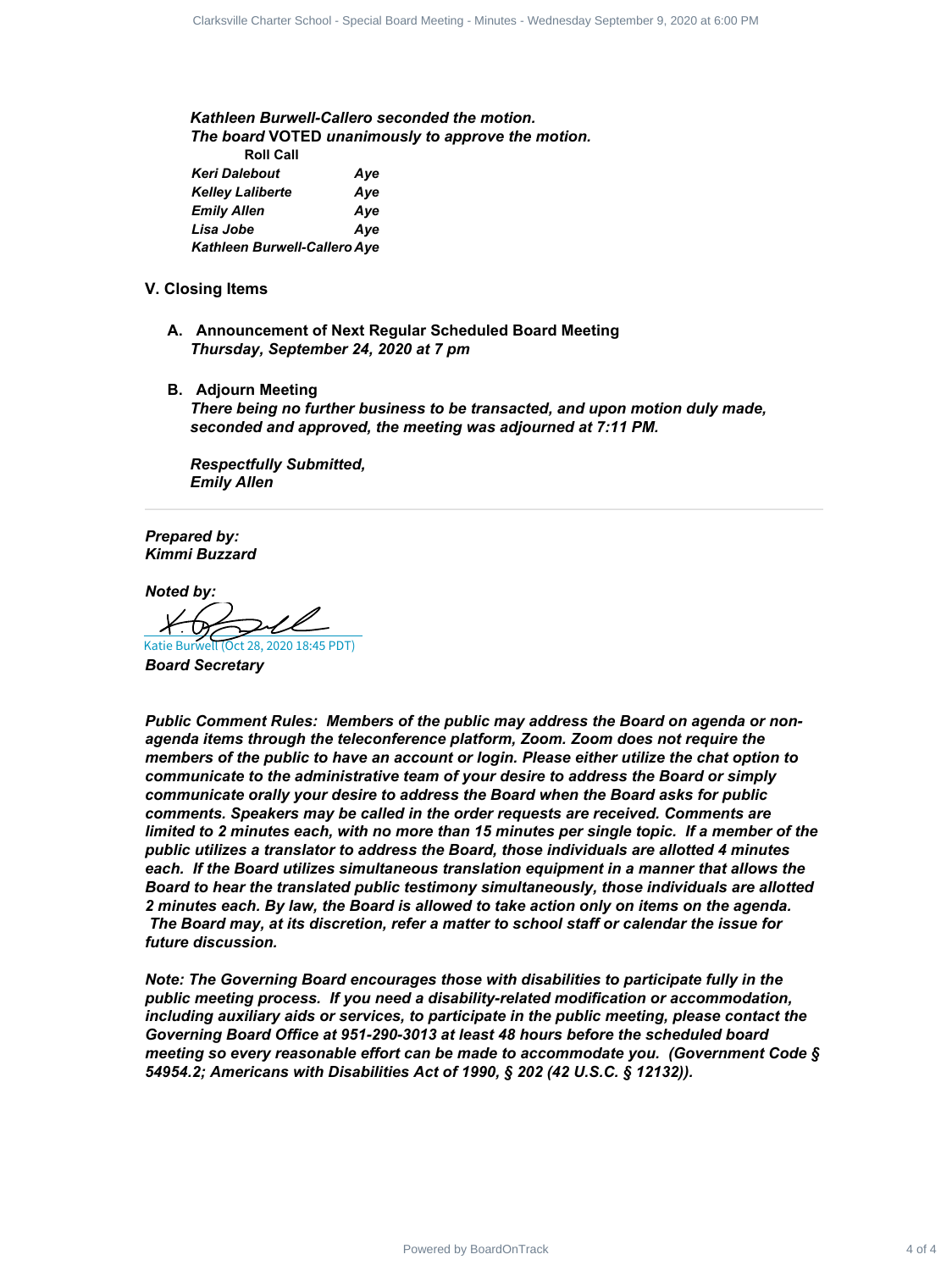***Kathleen Burwell-Callero seconded the motion.***
***The board* VOTED *unanimously to approve the motion.***

| **Roll Call** | |
|---|---|
| ***Keri Dalebout*** | ***Aye*** |
| ***Kelley Laliberte*** | ***Aye*** |
| ***Emily Allen*** | ***Aye*** |
| ***Lisa Jobe*** | ***Aye*** |
| ***Kathleen Burwell-Callero*** | ***Aye*** |

## V. Closing Items

### A. Announcement of Next Regular Scheduled Board Meeting

***Thursday, September 24, 2020 at 7 pm***

### B. Adjourn Meeting

***There being no further business to be transacted, and upon motion duly made, seconded and approved, the meeting was adjourned at 7:11 PM.***

***Respectfully Submitted,***
***Emily Allen***

---

***Prepared by:***
***Kimmi Buzzard***

***Noted by:***

Katie Burwell (Oct 28, 2020 18:45 PDT)
***Board Secretary***

***Public Comment Rules: Members of the public may address the Board on agenda or non-agenda items through the teleconference platform, Zoom. Zoom does not require the members of the public to have an account or login. Please either utilize the chat option to communicate to the administrative team of your desire to address the Board or simply communicate orally your desire to address the Board when the Board asks for public comments. Speakers may be called in the order requests are received. Comments are limited to 2 minutes each, with no more than 15 minutes per single topic. If a member of the public utilizes a translator to address the Board, those individuals are allotted 4 minutes each. If the Board utilizes simultaneous translation equipment in a manner that allows the Board to hear the translated public testimony simultaneously, those individuals are allotted 2 minutes each. By law, the Board is allowed to take action only on items on the agenda. The Board may, at its discretion, refer a matter to school staff or calendar the issue for future discussion.***

***Note: The Governing Board encourages those with disabilities to participate fully in the public meeting process. If you need a disability-related modification or accommodation, including auxiliary aids or services, to participate in the public meeting, please contact the Governing Board Office at 951-290-3013 at least 48 hours before the scheduled board meeting so every reasonable effort can be made to accommodate you. (Government Code § 54954.2; Americans with Disabilities Act of 1990, § 202 (42 U.S.C. § 12132)).***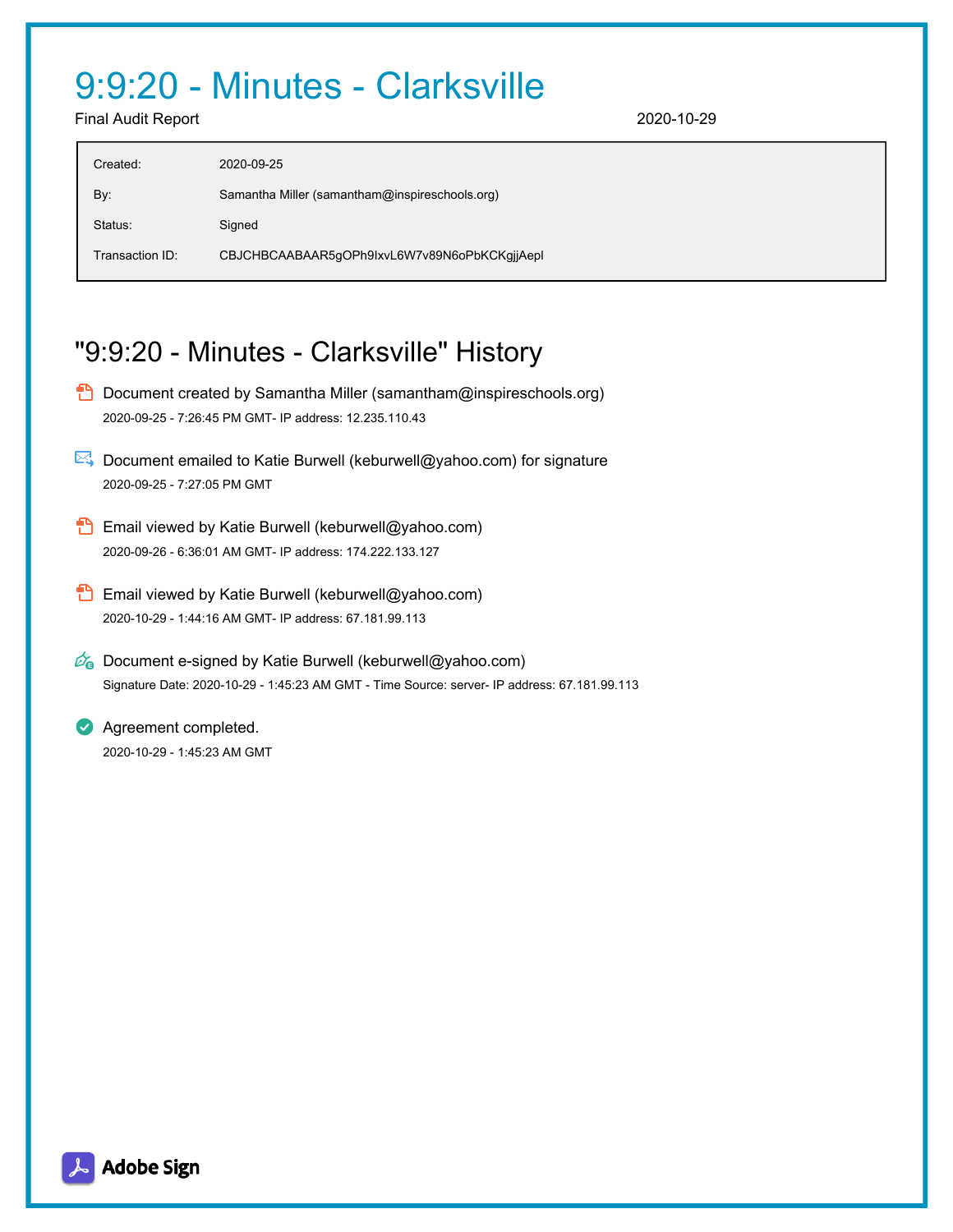# 9:9:20 - Minutes - Clarksville

Final Audit Report 2020-10-29

| | |
|---|---|
| Created: | 2020-09-25 |
| By: | Samantha Miller (samantham@inspireschools.org) |
| Status: | Signed |
| Transaction ID: | CBJCHBCAABAAR5gOPh9IxvL6W7v89N6oPbKCKgjjAepl |

## "9:9:20 - Minutes - Clarksville" History

- Document created by Samantha Miller (samantham@inspireschools.org)
  2020-09-25 - 7:26:45 PM GMT- IP address: 12.235.110.43

- Document emailed to Katie Burwell (keburwell@yahoo.com) for signature
  2020-09-25 - 7:27:05 PM GMT

- Email viewed by Katie Burwell (keburwell@yahoo.com)
  2020-09-26 - 6:36:01 AM GMT- IP address: 174.222.133.127

- Email viewed by Katie Burwell (keburwell@yahoo.com)
  2020-10-29 - 1:44:16 AM GMT- IP address: 67.181.99.113

- Document e-signed by Katie Burwell (keburwell@yahoo.com)
  Signature Date: 2020-10-29 - 1:45:23 AM GMT - Time Source: server- IP address: 67.181.99.113

- Agreement completed.
  2020-10-29 - 1:45:23 AM GMT

Adobe Sign